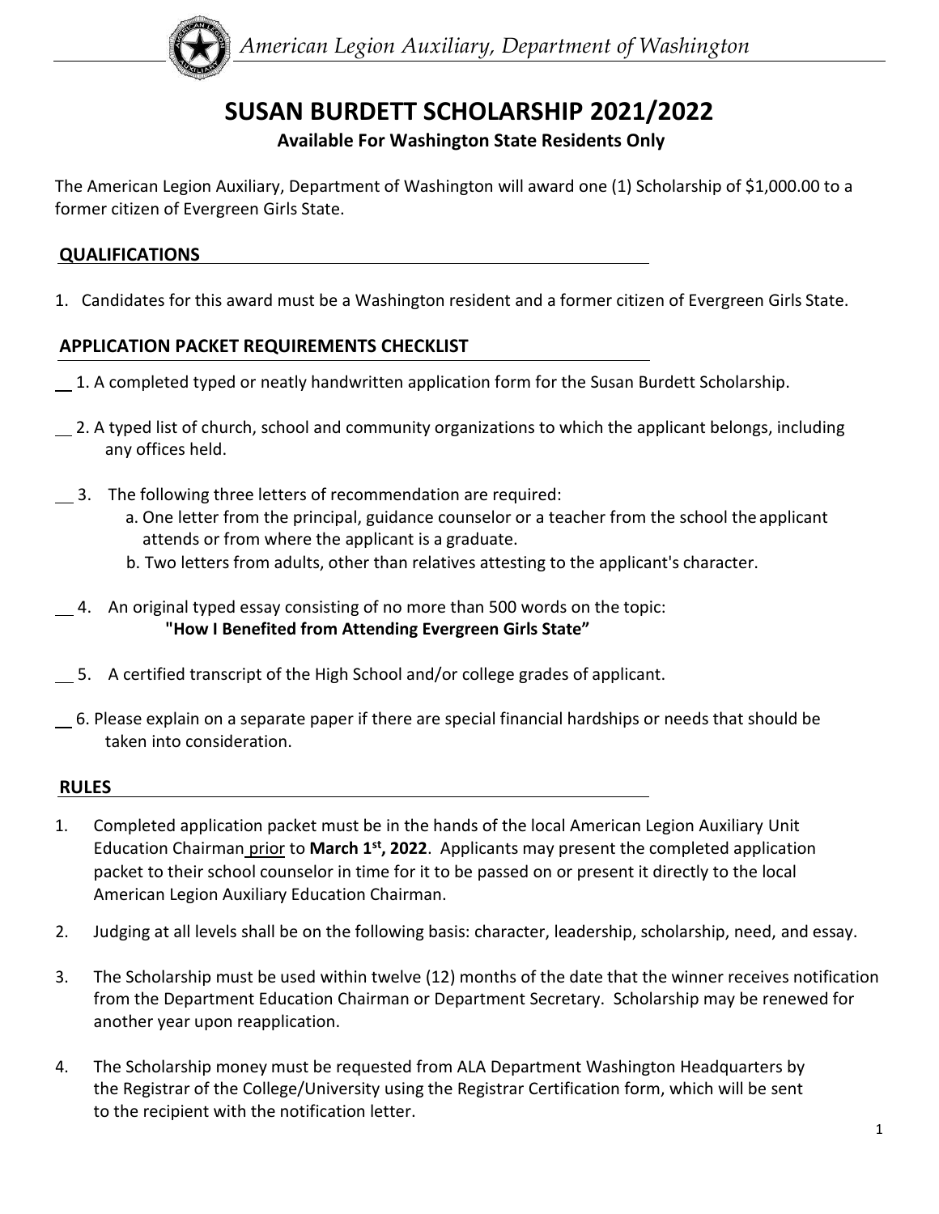*American Legion Auxiliary, Department of Washington*

# SUSAN BURDETT SCHOLARSHIP 2021/2022

**Available For Washington State Residents Only**

The American Legion Auxiliary, Department of Washington will award one (1) Scholarship of $1,000.00 to a former citizen of Evergreen Girls State.

## QUALIFICATIONS

1. Candidates for this award must be a Washington resident and a former citizen of Evergreen Girls State.

## APPLICATION PACKET REQUIREMENTS CHECKLIST

__ 1. A completed typed or neatly handwritten application form for the Susan Burdett Scholarship.

__ 2. A typed list of church, school and community organizations to which the applicant belongs, including any offices held.

__ 3. The following three letters of recommendation are required:
   a. One letter from the principal, guidance counselor or a teacher from the school the applicant attends or from where the applicant is a graduate.
   b. Two letters from adults, other than relatives attesting to the applicant's character.

__ 4. An original typed essay consisting of no more than 500 words on the topic:
   **"How I Benefited from Attending Evergreen Girls State"**

__ 5. A certified transcript of the High School and/or college grades of applicant.

__ 6. Please explain on a separate paper if there are special financial hardships or needs that should be taken into consideration.

## RULES

1. Completed application packet must be in the hands of the local American Legion Auxiliary Unit Education Chairman prior to **March 1st, 2022**. Applicants may present the completed application packet to their school counselor in time for it to be passed on or present it directly to the local American Legion Auxiliary Education Chairman.
2. Judging at all levels shall be on the following basis: character, leadership, scholarship, need, and essay.
3. The Scholarship must be used within twelve (12) months of the date that the winner receives notification from the Department Education Chairman or Department Secretary. Scholarship may be renewed for another year upon reapplication.
4. The Scholarship money must be requested from ALA Department Washington Headquarters by the Registrar of the College/University using the Registrar Certification form, which will be sent to the recipient with the notification letter.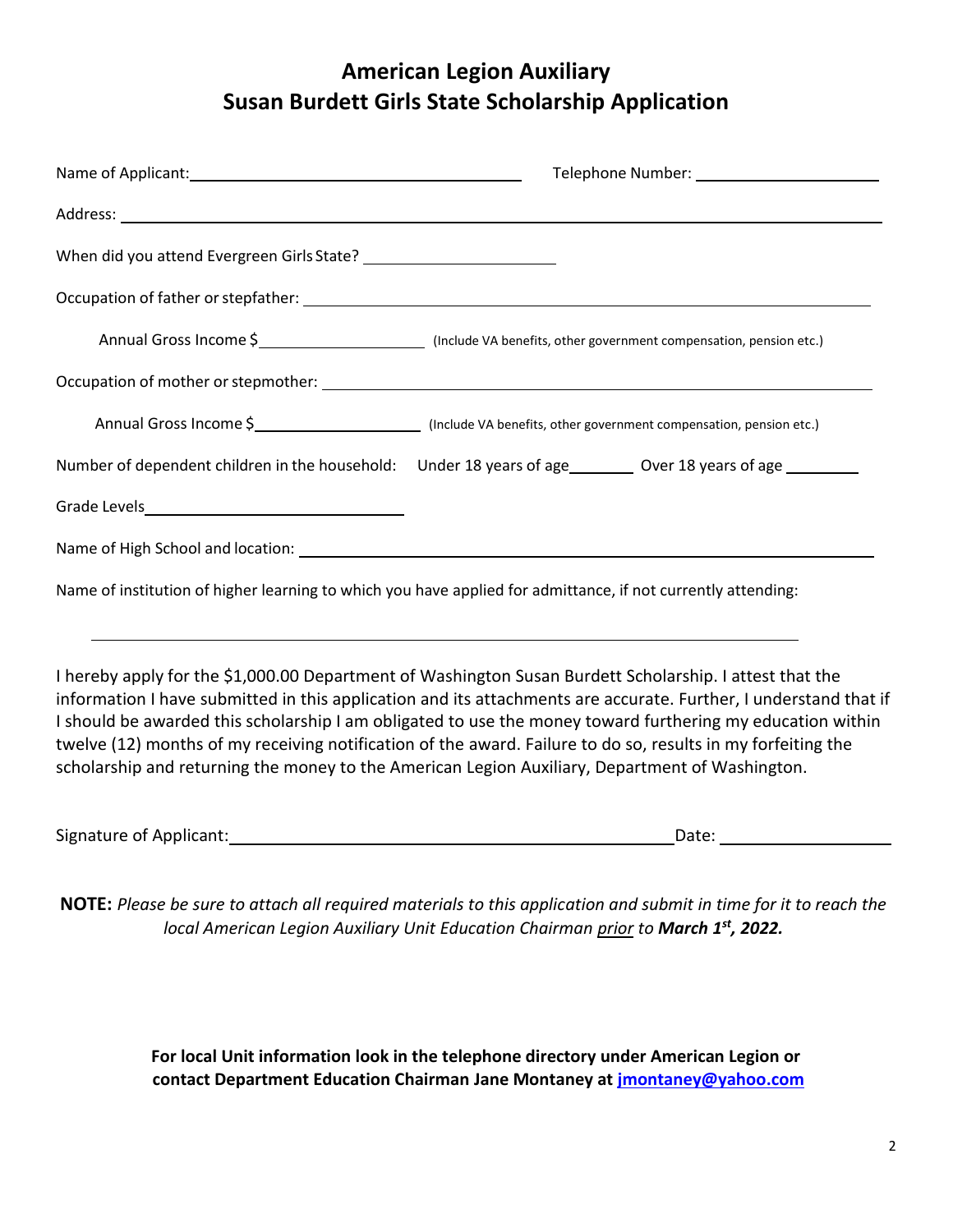# American Legion Auxiliary
# Susan Burdett Girls State Scholarship Application

Name of Applicant: ______________________________ Telephone Number: ____________________

Address: ____________________________________________________________________________

When did you attend Evergreen Girls State? ____________________

Occupation of father or stepfather: ________________________________________________

Annual Gross Income $__________________ (Include VA benefits, other government compensation, pension etc.)

Occupation of mother or stepmother: ________________________________________________

Annual Gross Income $__________________ (Include VA benefits, other government compensation, pension etc.)

Number of dependent children in the household: Under 18 years of age_______ Over 18 years of age ________

Grade Levels__________________________

Name of High School and location: __________________________________________________

Name of institution of higher learning to which you have applied for admittance, if not currently attending:

____________________________________________________________________________

I hereby apply for the $1,000.00 Department of Washington Susan Burdett Scholarship. I attest that the information I have submitted in this application and its attachments are accurate. Further, I understand that if I should be awarded this scholarship I am obligated to use the money toward furthering my education within twelve (12) months of my receiving notification of the award. Failure to do so, results in my forfeiting the scholarship and returning the money to the American Legion Auxiliary, Department of Washington.

Signature of Applicant: ________________________________________ Date: ________________

**NOTE:** *Please be sure to attach all required materials to this application and submit in time for it to reach the local American Legion Auxiliary Unit Education Chairman prior to* ***March 1st, 2022.***

**For local Unit information look in the telephone directory under American Legion or contact Department Education Chairman Jane Montaney at jmontaney@yahoo.com**